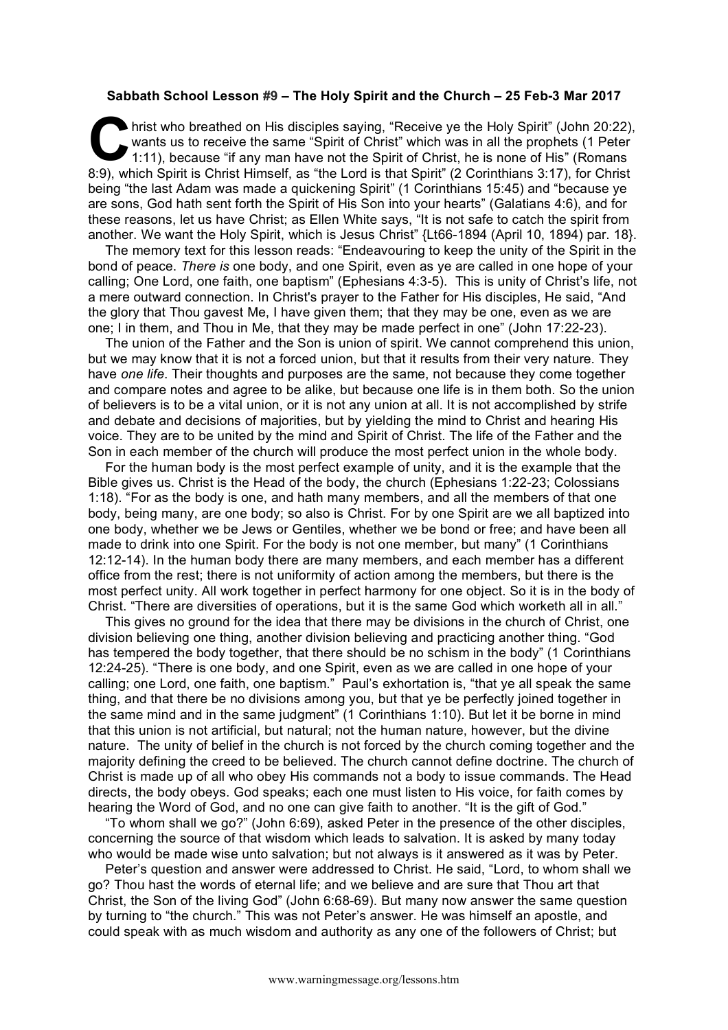**Sabbath School Lesson #9 – The Holy Spirit and the Church – 25 Feb-3 Mar 2017**

Christ who breathed on His disciples saying, "Receive ye the Holy Spirit" (John 20:22), wants us to receive the same "Spirit of Christ" which was in all the prophets (1 Peter 1:11), because "if any man have not the Spirit of Christ, he is none of His" (Romans 8:9), which Spirit is Christ Himself, as "the Lord is that Spirit" (2 Corinthians 3:17), for Christ being "the last Adam was made a quickening Spirit" (1 Corinthians 15:45) and "because ye are sons, God hath sent forth the Spirit of His Son into your hearts" (Galatians 4:6), and for these reasons, let us have Christ; as Ellen White says, "It is not safe to catch the spirit from another. We want the Holy Spirit, which is Jesus Christ" {Lt66-1894 (April 10, 1894) par. 18}.

The memory text for this lesson reads: "Endeavouring to keep the unity of the Spirit in the bond of peace. *There is* one body, and one Spirit, even as ye are called in one hope of your calling; One Lord, one faith, one baptism" (Ephesians 4:3-5). This is unity of Christ's life, not a mere outward connection. In Christ's prayer to the Father for His disciples, He said, "And the glory that Thou gavest Me, I have given them; that they may be one, even as we are one; I in them, and Thou in Me, that they may be made perfect in one" (John 17:22-23).

The union of the Father and the Son is union of spirit. We cannot comprehend this union, but we may know that it is not a forced union, but that it results from their very nature. They have *one life*. Their thoughts and purposes are the same, not because they come together and compare notes and agree to be alike, but because one life is in them both. So the union of believers is to be a vital union, or it is not any union at all. It is not accomplished by strife and debate and decisions of majorities, but by yielding the mind to Christ and hearing His voice. They are to be united by the mind and Spirit of Christ. The life of the Father and the Son in each member of the church will produce the most perfect union in the whole body.

For the human body is the most perfect example of unity, and it is the example that the Bible gives us. Christ is the Head of the body, the church (Ephesians 1:22-23; Colossians 1:18). "For as the body is one, and hath many members, and all the members of that one body, being many, are one body; so also is Christ. For by one Spirit are we all baptized into one body, whether we be Jews or Gentiles, whether we be bond or free; and have been all made to drink into one Spirit. For the body is not one member, but many" (1 Corinthians 12:12-14). In the human body there are many members, and each member has a different office from the rest; there is not uniformity of action among the members, but there is the most perfect unity. All work together in perfect harmony for one object. So it is in the body of Christ. "There are diversities of operations, but it is the same God which worketh all in all."

This gives no ground for the idea that there may be divisions in the church of Christ, one division believing one thing, another division believing and practicing another thing. "God has tempered the body together, that there should be no schism in the body" (1 Corinthians 12:24-25). "There is one body, and one Spirit, even as we are called in one hope of your calling; one Lord, one faith, one baptism." Paul's exhortation is, "that ye all speak the same thing, and that there be no divisions among you, but that ye be perfectly joined together in the same mind and in the same judgment" (1 Corinthians 1:10). But let it be borne in mind that this union is not artificial, but natural; not the human nature, however, but the divine nature. The unity of belief in the church is not forced by the church coming together and the majority defining the creed to be believed. The church cannot define doctrine. The church of Christ is made up of all who obey His commands not a body to issue commands. The Head directs, the body obeys. God speaks; each one must listen to His voice, for faith comes by hearing the Word of God, and no one can give faith to another. "It is the gift of God."

"To whom shall we go?" (John 6:69), asked Peter in the presence of the other disciples, concerning the source of that wisdom which leads to salvation. It is asked by many today who would be made wise unto salvation; but not always is it answered as it was by Peter.

Peter's question and answer were addressed to Christ. He said, "Lord, to whom shall we go? Thou hast the words of eternal life; and we believe and are sure that Thou art that Christ, the Son of the living God" (John 6:68-69). But many now answer the same question by turning to "the church." This was not Peter's answer. He was himself an apostle, and could speak with as much wisdom and authority as any one of the followers of Christ; but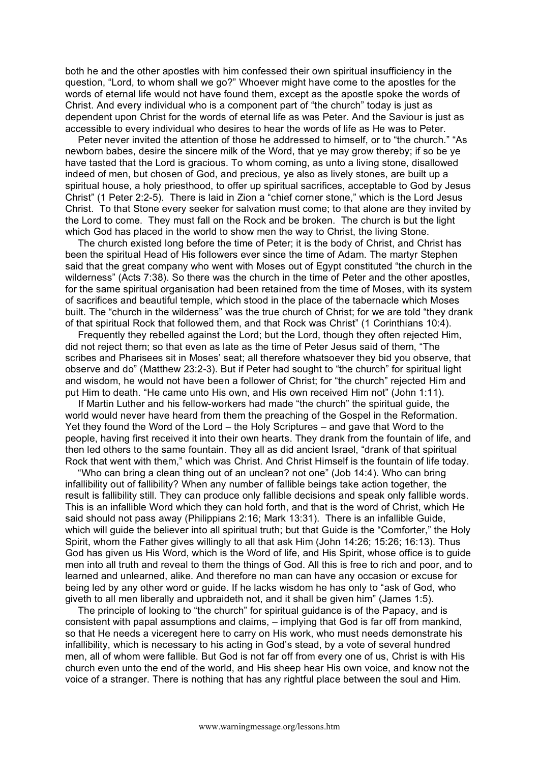both he and the other apostles with him confessed their own spiritual insufficiency in the question, "Lord, to whom shall we go?" Whoever might have come to the apostles for the words of eternal life would not have found them, except as the apostle spoke the words of Christ. And every individual who is a component part of "the church" today is just as dependent upon Christ for the words of eternal life as was Peter. And the Saviour is just as accessible to every individual who desires to hear the words of life as He was to Peter.

Peter never invited the attention of those he addressed to himself, or to "the church." "As newborn babes, desire the sincere milk of the Word, that ye may grow thereby; if so be ye have tasted that the Lord is gracious. To whom coming, as unto a living stone, disallowed indeed of men, but chosen of God, and precious, ye also as lively stones, are built up a spiritual house, a holy priesthood, to offer up spiritual sacrifices, acceptable to God by Jesus Christ" (1 Peter 2:2-5). There is laid in Zion a "chief corner stone," which is the Lord Jesus Christ. To that Stone every seeker for salvation must come; to that alone are they invited by the Lord to come. They must fall on the Rock and be broken. The church is but the light which God has placed in the world to show men the way to Christ, the living Stone.

The church existed long before the time of Peter; it is the body of Christ, and Christ has been the spiritual Head of His followers ever since the time of Adam. The martyr Stephen said that the great company who went with Moses out of Egypt constituted "the church in the wilderness" (Acts 7:38). So there was the church in the time of Peter and the other apostles, for the same spiritual organisation had been retained from the time of Moses, with its system of sacrifices and beautiful temple, which stood in the place of the tabernacle which Moses built. The "church in the wilderness" was the true church of Christ; for we are told "they drank of that spiritual Rock that followed them, and that Rock was Christ" (1 Corinthians 10:4).

Frequently they rebelled against the Lord; but the Lord, though they often rejected Him, did not reject them; so that even as late as the time of Peter Jesus said of them, "The scribes and Pharisees sit in Moses' seat; all therefore whatsoever they bid you observe, that observe and do" (Matthew 23:2-3). But if Peter had sought to "the church" for spiritual light and wisdom, he would not have been a follower of Christ; for "the church" rejected Him and put Him to death. "He came unto His own, and His own received Him not" (John 1:11).

If Martin Luther and his fellow-workers had made "the church" the spiritual guide, the world would never have heard from them the preaching of the Gospel in the Reformation. Yet they found the Word of the Lord – the Holy Scriptures – and gave that Word to the people, having first received it into their own hearts. They drank from the fountain of life, and then led others to the same fountain. They all as did ancient Israel, "drank of that spiritual Rock that went with them," which was Christ. And Christ Himself is the fountain of life today.

"Who can bring a clean thing out of an unclean? not one" (Job 14:4). Who can bring infallibility out of fallibility? When any number of fallible beings take action together, the result is fallibility still. They can produce only fallible decisions and speak only fallible words. This is an infallible Word which they can hold forth, and that is the word of Christ, which He said should not pass away (Philippians 2:16; Mark 13:31). There is an infallible Guide, which will guide the believer into all spiritual truth; but that Guide is the "Comforter," the Holy Spirit, whom the Father gives willingly to all that ask Him (John 14:26; 15:26; 16:13). Thus God has given us His Word, which is the Word of life, and His Spirit, whose office is to guide men into all truth and reveal to them the things of God. All this is free to rich and poor, and to learned and unlearned, alike. And therefore no man can have any occasion or excuse for being led by any other word or guide. If he lacks wisdom he has only to "ask of God, who giveth to all men liberally and upbraideth not, and it shall be given him" (James 1:5).

The principle of looking to "the church" for spiritual guidance is of the Papacy, and is consistent with papal assumptions and claims, – implying that God is far off from mankind, so that He needs a viceregent here to carry on His work, who must needs demonstrate his infallibility, which is necessary to his acting in God's stead, by a vote of several hundred men, all of whom were fallible. But God is not far off from every one of us, Christ is with His church even unto the end of the world, and His sheep hear His own voice, and know not the voice of a stranger. There is nothing that has any rightful place between the soul and Him.

www.warningmessage.org/lessons.htm